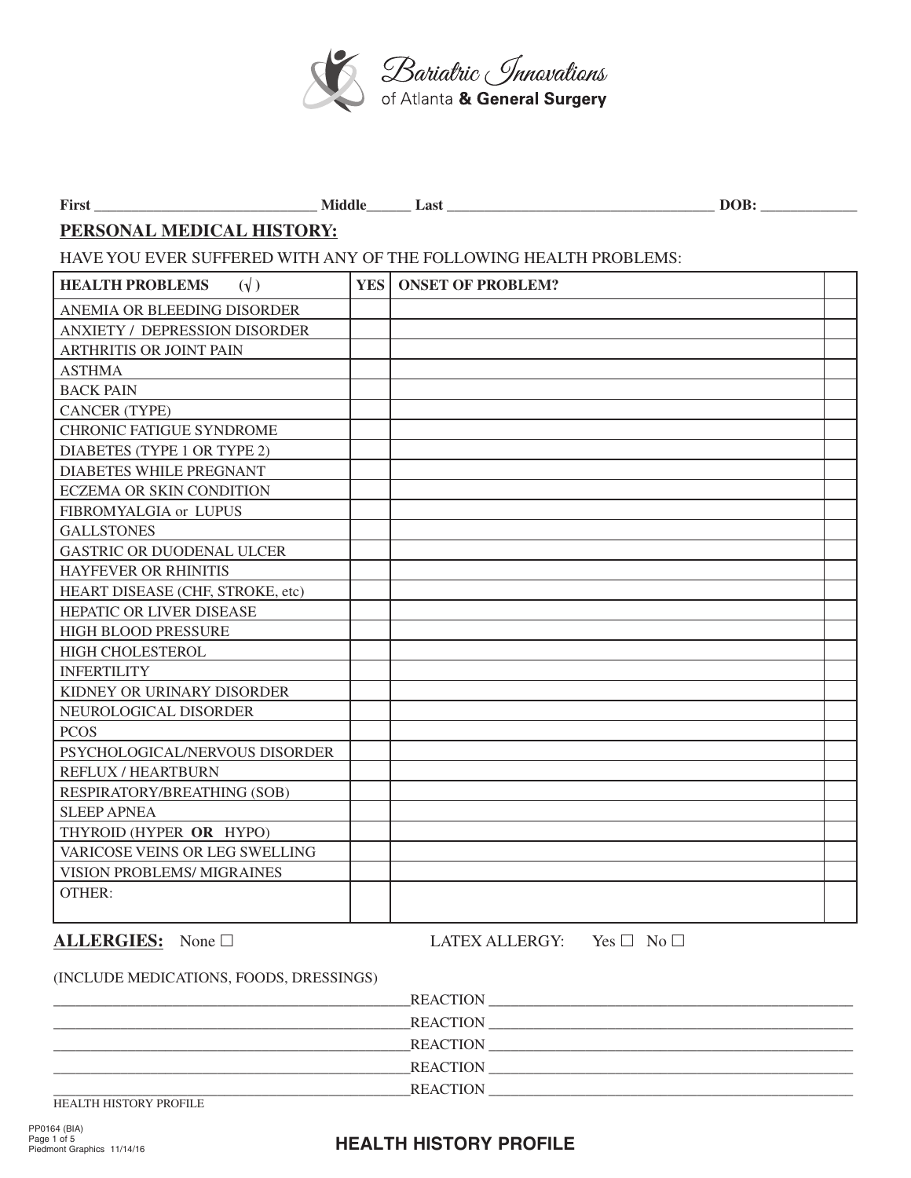Bariatric Innovations of Atlanta **& General Surgery**

**First** ______________________________ **Middle**______ **Last** _____________________________________ **DOB:** _____________

## PERSONAL MEDICAL HISTORY:

HAVE YOU EVER SUFFERED WITH ANY OF THE FOLLOWING HEALTH PROBLEMS:

| HEALTH PROBLEMS (√) | YES | ONSET OF PROBLEM? | |
|---|---|---|---|
| ANEMIA OR BLEEDING DISORDER | | | |
| ANXIETY / DEPRESSION DISORDER | | | |
| ARTHRITIS OR JOINT PAIN | | | |
| ASTHMA | | | |
| BACK PAIN | | | |
| CANCER (TYPE) | | | |
| CHRONIC FATIGUE SYNDROME | | | |
| DIABETES (TYPE 1 OR TYPE 2) | | | |
| DIABETES WHILE PREGNANT | | | |
| ECZEMA OR SKIN CONDITION | | | |
| FIBROMYALGIA or LUPUS | | | |
| GALLSTONES | | | |
| GASTRIC OR DUODENAL ULCER | | | |
| HAYFEVER OR RHINITIS | | | |
| HEART DISEASE (CHF, STROKE, etc) | | | |
| HEPATIC OR LIVER DISEASE | | | |
| HIGH BLOOD PRESSURE | | | |
| HIGH CHOLESTEROL | | | |
| INFERTILITY | | | |
| KIDNEY OR URINARY DISORDER | | | |
| NEUROLOGICAL DISORDER | | | |
| PCOS | | | |
| PSYCHOLOGICAL/NERVOUS DISORDER | | | |
| REFLUX / HEARTBURN | | | |
| RESPIRATORY/BREATHING (SOB) | | | |
| SLEEP APNEA | | | |
| THYROID (HYPER **OR** HYPO) | | | |
| VARICOSE VEINS OR LEG SWELLING | | | |
| VISION PROBLEMS/ MIGRAINES | | | |
| OTHER: | | | |

**ALLERGIES:** None ☐ LATEX ALLERGY: Yes ☐ No ☐

(INCLUDE MEDICATIONS, FOODS, DRESSINGS)

________________________________________________REACTION ____________________________________________________

________________________________________________REACTION ____________________________________________________

________________________________________________REACTION ____________________________________________________

________________________________________________REACTION ____________________________________________________

________________________________________________REACTION ____________________________________________________

HEALTH HISTORY PROFILE

PP0164 (BIA)
Piedmont Graphics 11/14/16

**HEALTH HISTORY PROFILE**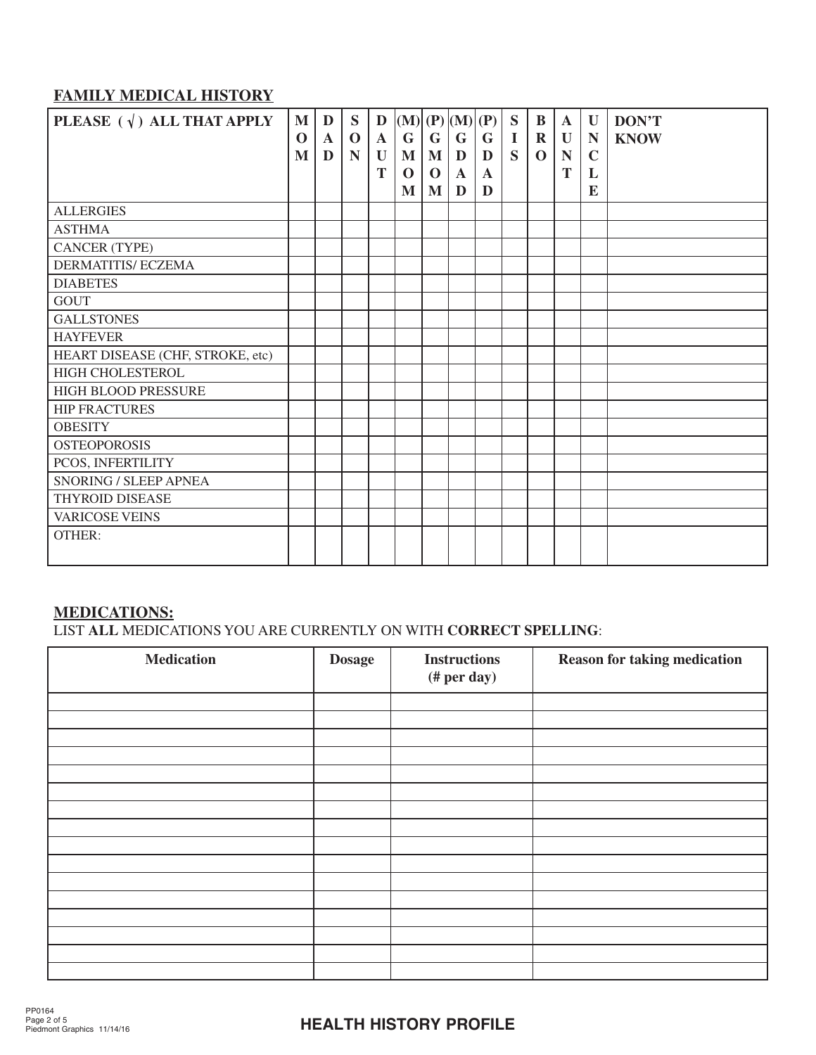## FAMILY MEDICAL HISTORY

| PLEASE ( √ ) ALL THAT APPLY | MOM | DAD | SON | DAUT | (M) GMOM | (P) GMOM | (M) GDAD | (P) GDAD | SIS | BRO | AUNT | UNCLE | DON'T KNOW |
|---|---|---|---|---|---|---|---|---|---|---|---|---|---|
| ALLERGIES | | | | | | | | | | | | | |
| ASTHMA | | | | | | | | | | | | | |
| CANCER (TYPE) | | | | | | | | | | | | | |
| DERMATITIS/ ECZEMA | | | | | | | | | | | | | |
| DIABETES | | | | | | | | | | | | | |
| GOUT | | | | | | | | | | | | | |
| GALLSTONES | | | | | | | | | | | | | |
| HAYFEVER | | | | | | | | | | | | | |
| HEART DISEASE (CHF, STROKE, etc) | | | | | | | | | | | | | |
| HIGH CHOLESTEROL | | | | | | | | | | | | | |
| HIGH BLOOD PRESSURE | | | | | | | | | | | | | |
| HIP FRACTURES | | | | | | | | | | | | | |
| OBESITY | | | | | | | | | | | | | |
| OSTEOPOROSIS | | | | | | | | | | | | | |
| PCOS, INFERTILITY | | | | | | | | | | | | | |
| SNORING / SLEEP APNEA | | | | | | | | | | | | | |
| THYROID DISEASE | | | | | | | | | | | | | |
| VARICOSE VEINS | | | | | | | | | | | | | |
| OTHER: | | | | | | | | | | | | | |

## MEDICATIONS:

LIST **ALL** MEDICATIONS YOU ARE CURRENTLY ON WITH **CORRECT SPELLING**:

| Medication | Dosage | Instructions (# per day) | Reason for taking medication |
|---|---|---|---|
| | | | |
| | | | |
| | | | |
| | | | |
| | | | |
| | | | |
| | | | |
| | | | |
| | | | |
| | | | |
| | | | |
| | | | |
| | | | |
| | | | |
| | | | |
| | | | |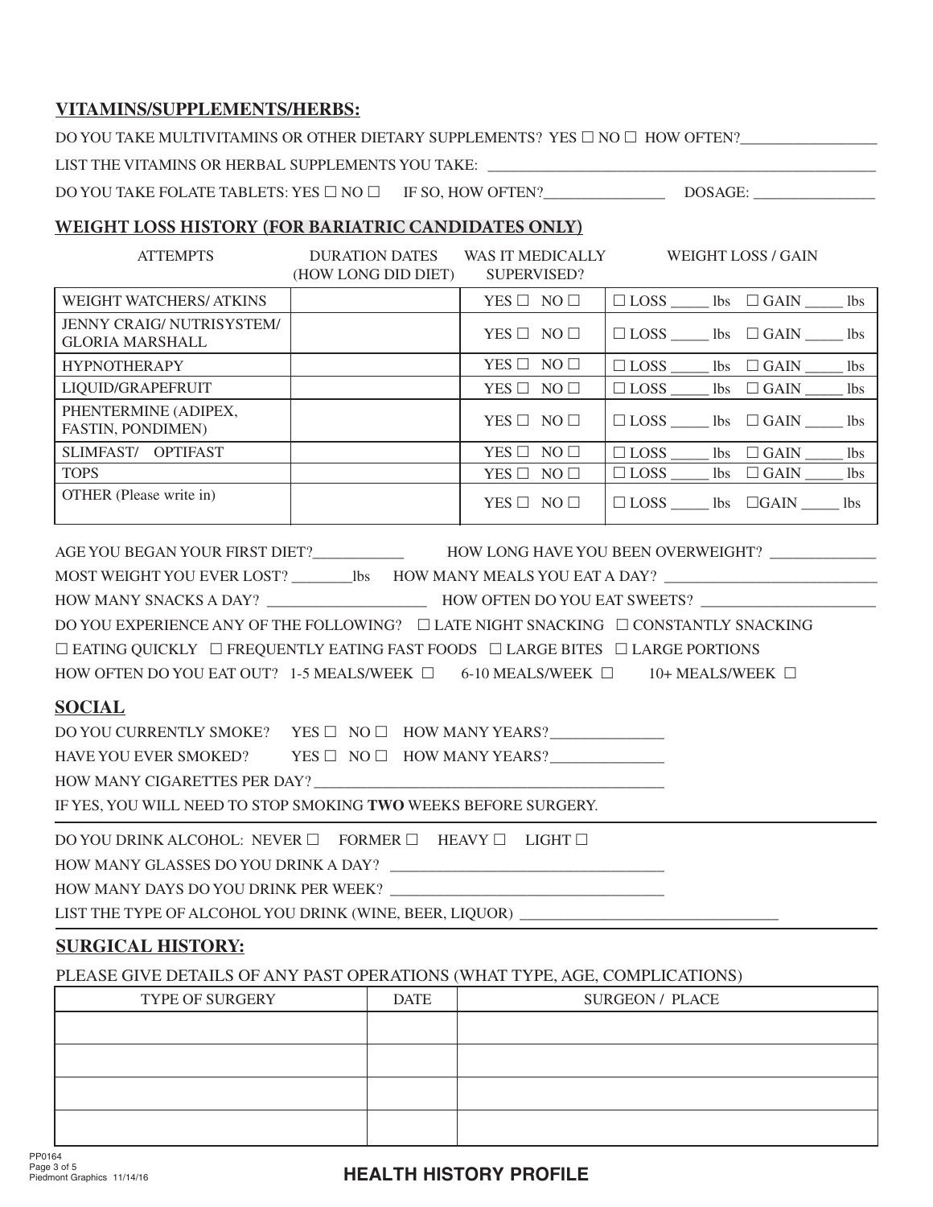## VITAMINS/SUPPLEMENTS/HERBS:

DO YOU TAKE MULTIVITAMINS OR OTHER DIETARY SUPPLEMENTS? YES ☐ NO ☐ HOW OFTEN?_________________

LIST THE VITAMINS OR HERBAL SUPPLEMENTS YOU TAKE: ___________________________________________________

DO YOU TAKE FOLATE TABLETS: YES ☐ NO ☐ IF SO, HOW OFTEN?_______________ DOSAGE: _______________

## WEIGHT LOSS HISTORY (FOR BARIATRIC CANDIDATES ONLY)

| ATTEMPTS | DURATION DATES (HOW LONG DID DIET) | WAS IT MEDICALLY SUPERVISED? | WEIGHT LOSS / GAIN |
|---|---|---|---|
| WEIGHT WATCHERS/ ATKINS | | YES ☐ NO ☐ | ☐ LOSS _____ lbs ☐ GAIN _____ lbs |
| JENNY CRAIG/ NUTRISYSTEM/ GLORIA MARSHALL | | YES ☐ NO ☐ | ☐ LOSS _____ lbs ☐ GAIN _____ lbs |
| HYPNOTHERAPY | | YES ☐ NO ☐ | ☐ LOSS _____ lbs ☐ GAIN _____ lbs |
| LIQUID/GRAPEFRUIT | | YES ☐ NO ☐ | ☐ LOSS _____ lbs ☐ GAIN _____ lbs |
| PHENTERMINE (ADIPEX, FASTIN, PONDIMEN) | | YES ☐ NO ☐ | ☐ LOSS _____ lbs ☐ GAIN _____ lbs |
| SLIMFAST/ OPTIFAST | | YES ☐ NO ☐ | ☐ LOSS _____ lbs ☐ GAIN _____ lbs |
| TOPS | | YES ☐ NO ☐ | ☐ LOSS _____ lbs ☐ GAIN _____ lbs |
| OTHER (Please write in) | | YES ☐ NO ☐ | ☐ LOSS _____ lbs ☐GAIN _____ lbs |

AGE YOU BEGAN YOUR FIRST DIET?___________ HOW LONG HAVE YOU BEEN OVERWEIGHT? _____________

MOST WEIGHT YOU EVER LOST? ________lbs HOW MANY MEALS YOU EAT A DAY? ___________________________

HOW MANY SNACKS A DAY? _____________________ HOW OFTEN DO YOU EAT SWEETS? ______________________

DO YOU EXPERIENCE ANY OF THE FOLLOWING? ☐ LATE NIGHT SNACKING ☐ CONSTANTLY SNACKING

☐ EATING QUICKLY ☐ FREQUENTLY EATING FAST FOODS ☐ LARGE BITES ☐ LARGE PORTIONS

HOW OFTEN DO YOU EAT OUT? 1-5 MEALS/WEEK ☐ 6-10 MEALS/WEEK ☐ 10+ MEALS/WEEK ☐

## SOCIAL

DO YOU CURRENTLY SMOKE? YES ☐ NO ☐ HOW MANY YEARS?______________

HAVE YOU EVER SMOKED? YES ☐ NO ☐ HOW MANY YEARS?______________

HOW MANY CIGARETTES PER DAY? ______________________________________________

IF YES, YOU WILL NEED TO STOP SMOKING **TWO** WEEKS BEFORE SURGERY.

DO YOU DRINK ALCOHOL: NEVER ☐ FORMER ☐ HEAVY ☐ LIGHT ☐

HOW MANY GLASSES DO YOU DRINK A DAY? ___________________________________

HOW MANY DAYS DO YOU DRINK PER WEEK? ___________________________________

LIST THE TYPE OF ALCOHOL YOU DRINK (WINE, BEER, LIQUOR) _________________________________

## SURGICAL HISTORY:

PLEASE GIVE DETAILS OF ANY PAST OPERATIONS (WHAT TYPE, AGE, COMPLICATIONS)

| TYPE OF SURGERY | DATE | SURGEON / PLACE |
|---|---|---|
| | | |
| | | |
| | | |
| | | |

**HEALTH HISTORY PROFILE**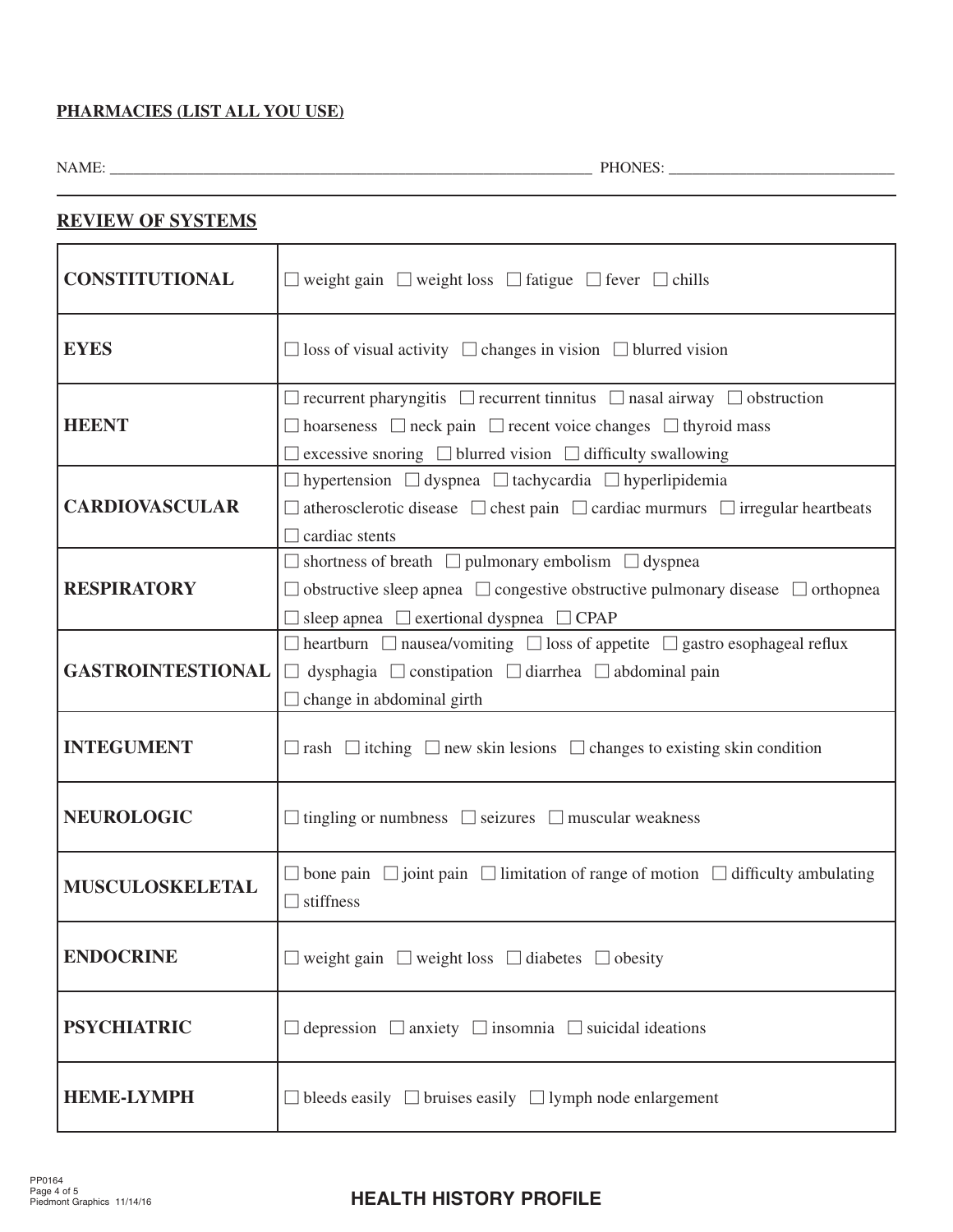**PHARMACIES (LIST ALL YOU USE)**

NAME: ______________________________________________ PHONES: ______________________

**REVIEW OF SYSTEMS**

| | |
|---|---|
| **CONSTITUTIONAL** | ☐ weight gain ☐ weight loss ☐ fatigue ☐ fever ☐ chills |
| **EYES** | ☐ loss of visual activity ☐ changes in vision ☐ blurred vision |
| **HEENT** | ☐ recurrent pharyngitis ☐ recurrent tinnitus ☐ nasal airway ☐ obstruction ☐ hoarseness ☐ neck pain ☐ recent voice changes ☐ thyroid mass ☐ excessive snoring ☐ blurred vision ☐ difficulty swallowing |
| **CARDIOVASCULAR** | ☐ hypertension ☐ dyspnea ☐ tachycardia ☐ hyperlipidemia ☐ atherosclerotic disease ☐ chest pain ☐ cardiac murmurs ☐ irregular heartbeats ☐ cardiac stents |
| **RESPIRATORY** | ☐ shortness of breath ☐ pulmonary embolism ☐ dyspnea ☐ obstructive sleep apnea ☐ congestive obstructive pulmonary disease ☐ orthopnea ☐ sleep apnea ☐ exertional dyspnea ☐ CPAP |
| **GASTROINTESTIONAL** | ☐ heartburn ☐ nausea/vomiting ☐ loss of appetite ☐ gastro esophageal reflux ☐ dysphagia ☐ constipation ☐ diarrhea ☐ abdominal pain ☐ change in abdominal girth |
| **INTEGUMENT** | ☐ rash ☐ itching ☐ new skin lesions ☐ changes to existing skin condition |
| **NEUROLOGIC** | ☐ tingling or numbness ☐ seizures ☐ muscular weakness |
| **MUSCULOSKELETAL** | ☐ bone pain ☐ joint pain ☐ limitation of range of motion ☐ difficulty ambulating ☐ stiffness |
| **ENDOCRINE** | ☐ weight gain ☐ weight loss ☐ diabetes ☐ obesity |
| **PSYCHIATRIC** | ☐ depression ☐ anxiety ☐ insomnia ☐ suicidal ideations |
| **HEME-LYMPH** | ☐ bleeds easily ☐ bruises easily ☐ lymph node enlargement |

PP0164
Piedmont Graphics 11/14/16

**HEALTH HISTORY PROFILE**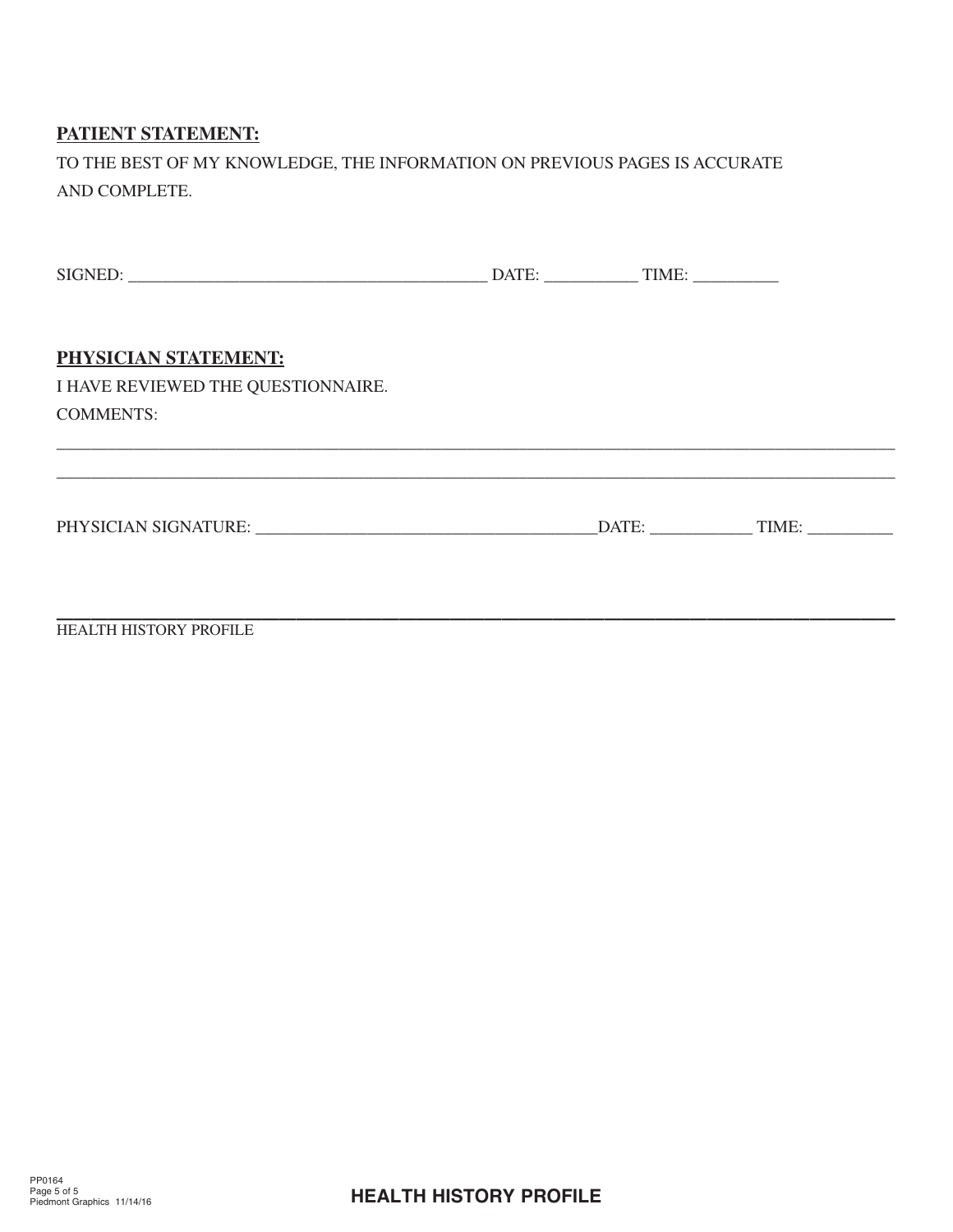**PATIENT STATEMENT:**

TO THE BEST OF MY KNOWLEDGE, THE INFORMATION ON PREVIOUS PAGES IS ACCURATE AND COMPLETE.

SIGNED: __________________________________________ DATE: ___________ TIME: __________

**PHYSICIAN STATEMENT:**

I HAVE REVIEWED THE QUESTIONNAIRE.

COMMENTS:

_____________________________________________________________________________________________________

_____________________________________________________________________________________________________

PHYSICIAN SIGNATURE: ________________________________________DATE: ____________ TIME: __________

HEALTH HISTORY PROFILE

PP0164
Piedmont Graphics 11/14/16